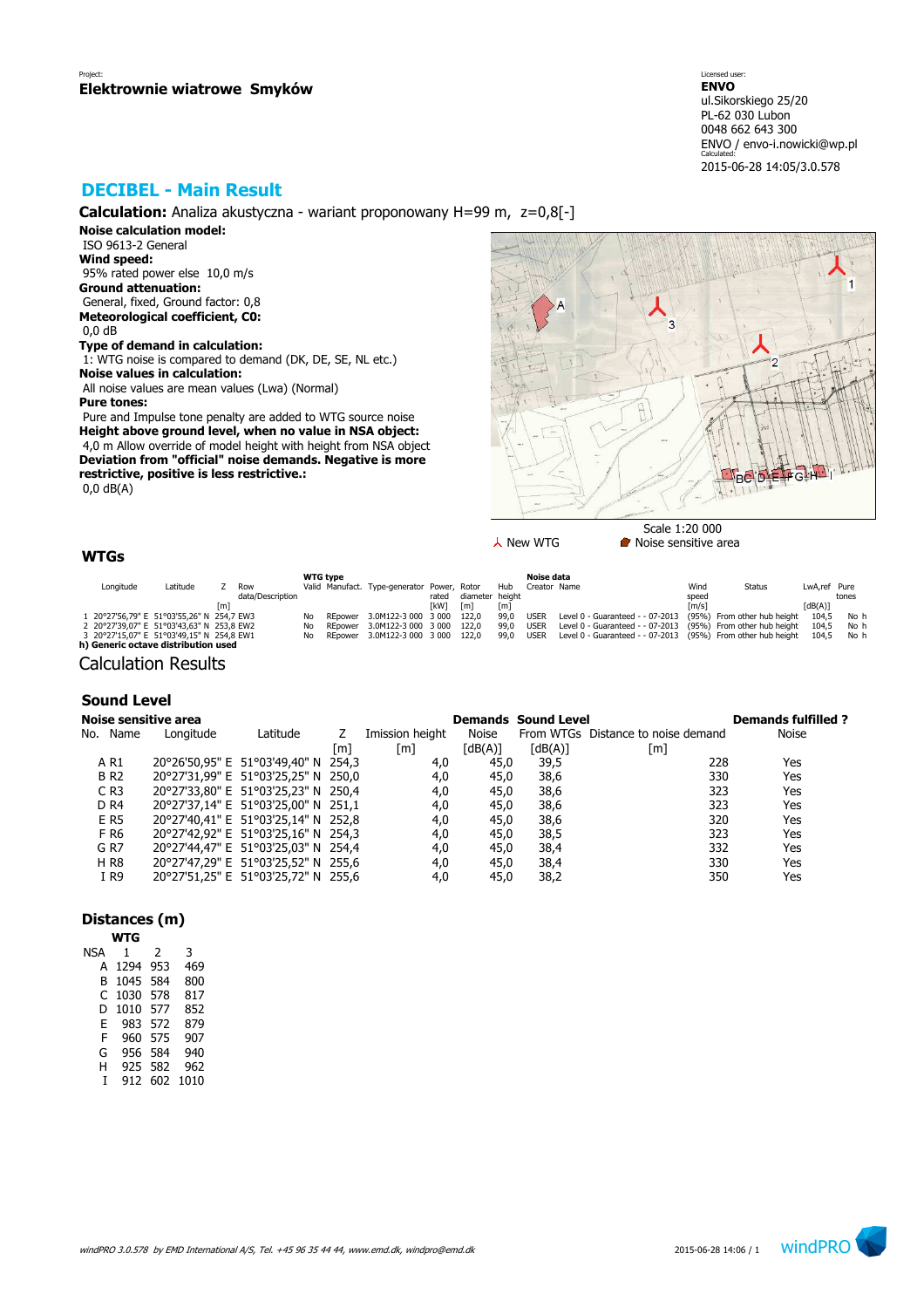Project:
**Elektrownie wiatrowe Smyków**

Licensed user:
**ENVO**
ul.Sikorskiego 25/20
PL-62 030 Lubon
0048 662 643 300
ENVO / envo-i.nowicki@wp.pl
Calculated:
2015-06-28 14:05/3.0.578

# DECIBEL - Main Result

**Calculation:** Analiza akustyczna - wariant proponowany H=99 m, z=0,8[-]

**Noise calculation model:**
ISO 9613-2 General
**Wind speed:**
95% rated power else 10,0 m/s
**Ground attenuation:**
General, fixed, Ground factor: 0,8
**Meteorological coefficient, C0:**
0,0 dB
**Type of demand in calculation:**
1: WTG noise is compared to demand (DK, DE, SE, NL etc.)
**Noise values in calculation:**
All noise values are mean values (Lwa) (Normal)
**Pure tones:**
Pure and Impulse tone penalty are added to WTG source noise
**Height above ground level, when no value in NSA object:**
4,0 m Allow override of model height with height from NSA object
**Deviation from "official" noise demands. Negative is more restrictive, positive is less restrictive.:**
0,0 dB(A)

Scale 1:20 000
New WTG    Noise sensitive area

## WTGs

| | Longitude | Latitude | Z | Row data/Description | WTG type Valid | Manufact. | Type-generator | Power, rated | Rotor diameter | Hub height | Noise data Creator | Name | Wind speed | Status | LwA,ref | Pure tones |
|---|---|---|---|---|---|---|---|---|---|---|---|---|---|---|---|---|
| | | | [m] | | | | | [kW] | [m] | [m] | | | [m/s] | | [dB(A)] | |
| 1 | 20°27'56,79" E | 51°03'55,26" N | 254,7 | EW3 | No | REpower | 3.0M122-3 000 | 3 000 | 122,0 | 99,0 | USER | Level 0 - Guaranteed - - 07-2013 | (95%) | From other hub height | 104,5 | No h |
| 2 | 20°27'39,07" E | 51°03'43,63" N | 253,8 | EW2 | No | REpower | 3.0M122-3 000 | 3 000 | 122,0 | 99,0 | USER | Level 0 - Guaranteed - - 07-2013 | (95%) | From other hub height | 104,5 | No h |
| 3 | 20°27'15,07" E | 51°03'49,15" N | 254,8 | EW1 | No | REpower | 3.0M122-3 000 | 3 000 | 122,0 | 99,0 | USER | Level 0 - Guaranteed - - 07-2013 | (95%) | From other hub height | 104,5 | No h |

**h) Generic octave distribution used**

# Calculation Results

## Sound Level

| Noise sensitive area No. | Name | Longitude | Latitude | Z | Imission height | Demands Noise | Sound Level From WTGs | Distance to noise demand | Demands fulfilled ? Noise |
|---|---|---|---|---|---|---|---|---|---|
| | | | | [m] | [m] | [dB(A)] | [dB(A)] | [m] | |
| A | R1 | 20°26'50,95" E | 51°03'49,40" N | 254,3 | 4,0 | 45,0 | 39,5 | 228 | Yes |
| B | R2 | 20°27'31,99" E | 51°03'25,25" N | 250,0 | 4,0 | 45,0 | 38,6 | 330 | Yes |
| C | R3 | 20°27'33,80" E | 51°03'25,23" N | 250,4 | 4,0 | 45,0 | 38,6 | 323 | Yes |
| D | R4 | 20°27'37,14" E | 51°03'25,00" N | 251,1 | 4,0 | 45,0 | 38,6 | 323 | Yes |
| E | R5 | 20°27'40,41" E | 51°03'25,14" N | 252,8 | 4,0 | 45,0 | 38,6 | 320 | Yes |
| F | R6 | 20°27'42,92" E | 51°03'25,16" N | 254,3 | 4,0 | 45,0 | 38,5 | 323 | Yes |
| G | R7 | 20°27'44,47" E | 51°03'25,03" N | 254,4 | 4,0 | 45,0 | 38,4 | 332 | Yes |
| H | R8 | 20°27'47,29" E | 51°03'25,52" N | 255,6 | 4,0 | 45,0 | 38,4 | 330 | Yes |
| I | R9 | 20°27'51,25" E | 51°03'25,72" N | 255,6 | 4,0 | 45,0 | 38,2 | 350 | Yes |

## Distances (m)

| NSA | WTG 1 | 2 | 3 |
|---|---|---|---|
| A | 1294 | 953 | 469 |
| B | 1045 | 584 | 800 |
| C | 1030 | 578 | 817 |
| D | 1010 | 577 | 852 |
| E | 983 | 572 | 879 |
| F | 960 | 575 | 907 |
| G | 956 | 584 | 940 |
| H | 925 | 582 | 962 |
| I | 912 | 602 | 1010 |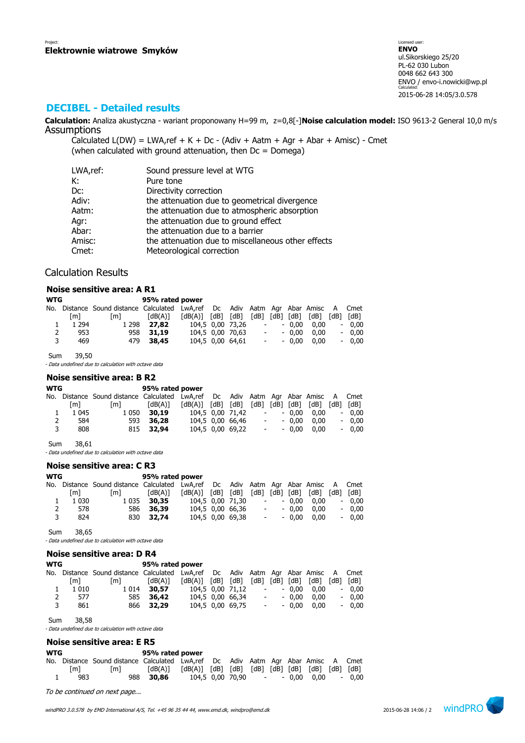Project:
**Elektrownie wiatrowe Smyków**

Licensed user:
**ENVO**
ul.Sikorskiego 25/20
PL-62 030 Lubon
0048 662 643 300
ENVO / envo-i.nowicki@wp.pl
Calculated:
2015-06-28 14:05/3.0.578

## DECIBEL - Detailed results

**Calculation:** Analiza akustyczna - wariant proponowany H=99 m, z=0,8[-]**Noise calculation model:** ISO 9613-2 General 10,0 m/s

Assumptions

Calculated L(DW) = LWA,ref + K + Dc - (Adiv + Aatm + Agr + Abar + Amisc) - Cmet
(when calculated with ground attenuation, then Dc = Domega)

| | |
|---|---|
| LWA,ref: | Sound pressure level at WTG |
| K: | Pure tone |
| Dc: | Directivity correction |
| Adiv: | the attenuation due to geometrical divergence |
| Aatm: | the attenuation due to atmospheric absorption |
| Agr: | the attenuation due to ground effect |
| Abar: | the attenuation due to a barrier |
| Amisc: | the attenuation due to miscellaneous other effects |
| Cmet: | Meteorological correction |

Calculation Results

### Noise sensitive area: A R1

| WTG | | | 95% rated power | | | | | | | | | |
|---|---|---|---|---|---|---|---|---|---|---|---|---|
| No. | Distance | Sound distance | Calculated | LwA,ref | Dc | Adiv | Aatm | Agr | Abar | Amisc | A | Cmet |
| | [m] | [m] | [dB(A)] | [dB(A)] | [dB] | [dB] | [dB] | [dB] | [dB] | [dB] | [dB] | [dB] |
| 1 | 1 294 | 1 298 | **27,82** | 104,5 | 0,00 | 73,26 | - | - | 0,00 | 0,00 | - | 0,00 |
| 2 | 953 | 958 | **31,19** | 104,5 | 0,00 | 70,63 | - | - | 0,00 | 0,00 | - | 0,00 |
| 3 | 469 | 479 | **38,45** | 104,5 | 0,00 | 64,61 | - | - | 0,00 | 0,00 | - | 0,00 |

Sum 39,50

*- Data undefined due to calculation with octave data*

### Noise sensitive area: B R2

| WTG | | | 95% rated power | | | | | | | | | |
|---|---|---|---|---|---|---|---|---|---|---|---|---|
| No. | Distance | Sound distance | Calculated | LwA,ref | Dc | Adiv | Aatm | Agr | Abar | Amisc | A | Cmet |
| | [m] | [m] | [dB(A)] | [dB(A)] | [dB] | [dB] | [dB] | [dB] | [dB] | [dB] | [dB] | [dB] |
| 1 | 1 045 | 1 050 | **30,19** | 104,5 | 0,00 | 71,42 | - | - | 0,00 | 0,00 | - | 0,00 |
| 2 | 584 | 593 | **36,28** | 104,5 | 0,00 | 66,46 | - | - | 0,00 | 0,00 | - | 0,00 |
| 3 | 808 | 815 | **32,94** | 104,5 | 0,00 | 69,22 | - | - | 0,00 | 0,00 | - | 0,00 |

Sum 38,61

*- Data undefined due to calculation with octave data*

### Noise sensitive area: C R3

| WTG | | | 95% rated power | | | | | | | | | |
|---|---|---|---|---|---|---|---|---|---|---|---|---|
| No. | Distance | Sound distance | Calculated | LwA,ref | Dc | Adiv | Aatm | Agr | Abar | Amisc | A | Cmet |
| | [m] | [m] | [dB(A)] | [dB(A)] | [dB] | [dB] | [dB] | [dB] | [dB] | [dB] | [dB] | [dB] |
| 1 | 1 030 | 1 035 | **30,35** | 104,5 | 0,00 | 71,30 | - | - | 0,00 | 0,00 | - | 0,00 |
| 2 | 578 | 586 | **36,39** | 104,5 | 0,00 | 66,36 | - | - | 0,00 | 0,00 | - | 0,00 |
| 3 | 824 | 830 | **32,74** | 104,5 | 0,00 | 69,38 | - | - | 0,00 | 0,00 | - | 0,00 |

Sum 38,65

*- Data undefined due to calculation with octave data*

### Noise sensitive area: D R4

| WTG | | | 95% rated power | | | | | | | | | |
|---|---|---|---|---|---|---|---|---|---|---|---|---|
| No. | Distance | Sound distance | Calculated | LwA,ref | Dc | Adiv | Aatm | Agr | Abar | Amisc | A | Cmet |
| | [m] | [m] | [dB(A)] | [dB(A)] | [dB] | [dB] | [dB] | [dB] | [dB] | [dB] | [dB] | [dB] |
| 1 | 1 010 | 1 014 | **30,57** | 104,5 | 0,00 | 71,12 | - | - | 0,00 | 0,00 | - | 0,00 |
| 2 | 577 | 585 | **36,42** | 104,5 | 0,00 | 66,34 | - | - | 0,00 | 0,00 | - | 0,00 |
| 3 | 861 | 866 | **32,29** | 104,5 | 0,00 | 69,75 | - | - | 0,00 | 0,00 | - | 0,00 |

Sum 38,58

*- Data undefined due to calculation with octave data*

### Noise sensitive area: E R5

| WTG | | | 95% rated power | | | | | | | | | |
|---|---|---|---|---|---|---|---|---|---|---|---|---|
| No. | Distance | Sound distance | Calculated | LwA,ref | Dc | Adiv | Aatm | Agr | Abar | Amisc | A | Cmet |
| | [m] | [m] | [dB(A)] | [dB(A)] | [dB] | [dB] | [dB] | [dB] | [dB] | [dB] | [dB] | [dB] |
| 1 | 983 | 988 | **30,86** | 104,5 | 0,00 | 70,90 | - | - | 0,00 | 0,00 | - | 0,00 |

*To be continued on next page...*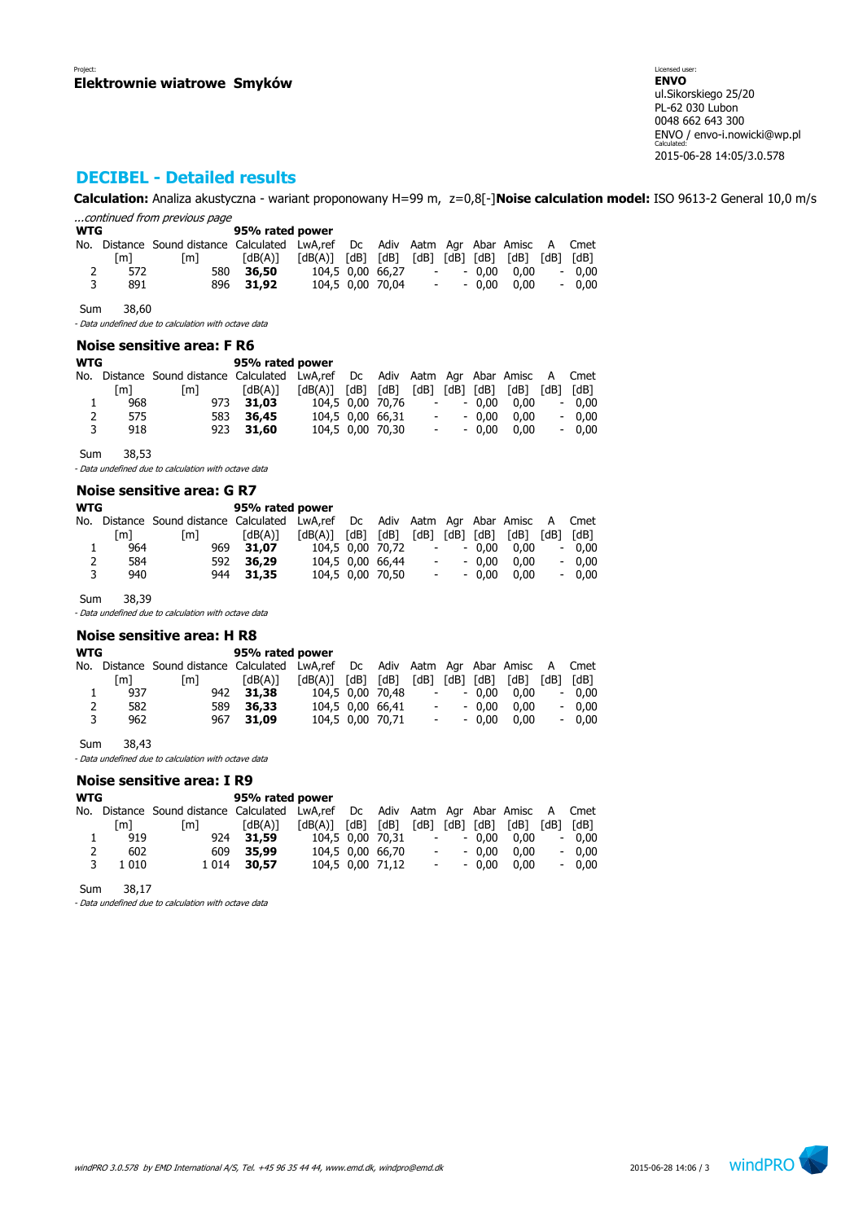Project:
**Elektrownie wiatrowe Smyków**

Licensed user:
**ENVO**
ul.Sikorskiego 25/20
PL-62 030 Lubon
0048 662 643 300
ENVO / envo-i.nowicki@wp.pl
Calculated:
2015-06-28 14:05/3.0.578

# DECIBEL - Detailed results

**Calculation:** Analiza akustyczna - wariant proponowany H=99 m, z=0,8[-]**Noise calculation model:** ISO 9613-2 General 10,0 m/s

*...continued from previous page*

| WTG | | | 95% rated power | | | | | | | | | |
|---|---|---|---|---|---|---|---|---|---|---|---|---|
| No. | Distance | Sound distance | Calculated | LwA,ref | Dc | Adiv | Aatm | Agr | Abar | Amisc | A | Cmet |
| | [m] | [m] | [dB(A)] | [dB(A)] | [dB] | [dB] | [dB] | [dB] | [dB] | [dB] | [dB] | [dB] |
| 2 | 572 | 580 | **36,50** | 104,5 | 0,00 | 66,27 | - | - | 0,00 | 0,00 | - | 0,00 |
| 3 | 891 | 896 | **31,92** | 104,5 | 0,00 | 70,04 | - | - | 0,00 | 0,00 | - | 0,00 |

Sum 38,60

*- Data undefined due to calculation with octave data*

## Noise sensitive area: F R6

| WTG | | | 95% rated power | | | | | | | | | |
|---|---|---|---|---|---|---|---|---|---|---|---|---|
| No. | Distance | Sound distance | Calculated | LwA,ref | Dc | Adiv | Aatm | Agr | Abar | Amisc | A | Cmet |
| | [m] | [m] | [dB(A)] | [dB(A)] | [dB] | [dB] | [dB] | [dB] | [dB] | [dB] | [dB] | [dB] |
| 1 | 968 | 973 | **31,03** | 104,5 | 0,00 | 70,76 | - | - | 0,00 | 0,00 | - | 0,00 |
| 2 | 575 | 583 | **36,45** | 104,5 | 0,00 | 66,31 | - | - | 0,00 | 0,00 | - | 0,00 |
| 3 | 918 | 923 | **31,60** | 104,5 | 0,00 | 70,30 | - | - | 0,00 | 0,00 | - | 0,00 |

Sum 38,53

*- Data undefined due to calculation with octave data*

## Noise sensitive area: G R7

| WTG | | | 95% rated power | | | | | | | | | |
|---|---|---|---|---|---|---|---|---|---|---|---|---|
| No. | Distance | Sound distance | Calculated | LwA,ref | Dc | Adiv | Aatm | Agr | Abar | Amisc | A | Cmet |
| | [m] | [m] | [dB(A)] | [dB(A)] | [dB] | [dB] | [dB] | [dB] | [dB] | [dB] | [dB] | [dB] |
| 1 | 964 | 969 | **31,07** | 104,5 | 0,00 | 70,72 | - | - | 0,00 | 0,00 | - | 0,00 |
| 2 | 584 | 592 | **36,29** | 104,5 | 0,00 | 66,44 | - | - | 0,00 | 0,00 | - | 0,00 |
| 3 | 940 | 944 | **31,35** | 104,5 | 0,00 | 70,50 | - | - | 0,00 | 0,00 | - | 0,00 |

Sum 38,39

*- Data undefined due to calculation with octave data*

## Noise sensitive area: H R8

| WTG | | | 95% rated power | | | | | | | | | |
|---|---|---|---|---|---|---|---|---|---|---|---|---|
| No. | Distance | Sound distance | Calculated | LwA,ref | Dc | Adiv | Aatm | Agr | Abar | Amisc | A | Cmet |
| | [m] | [m] | [dB(A)] | [dB(A)] | [dB] | [dB] | [dB] | [dB] | [dB] | [dB] | [dB] | [dB] |
| 1 | 937 | 942 | **31,38** | 104,5 | 0,00 | 70,48 | - | - | 0,00 | 0,00 | - | 0,00 |
| 2 | 582 | 589 | **36,33** | 104,5 | 0,00 | 66,41 | - | - | 0,00 | 0,00 | - | 0,00 |
| 3 | 962 | 967 | **31,09** | 104,5 | 0,00 | 70,71 | - | - | 0,00 | 0,00 | - | 0,00 |

Sum 38,43

*- Data undefined due to calculation with octave data*

## Noise sensitive area: I R9

| WTG | | | 95% rated power | | | | | | | | | |
|---|---|---|---|---|---|---|---|---|---|---|---|---|
| No. | Distance | Sound distance | Calculated | LwA,ref | Dc | Adiv | Aatm | Agr | Abar | Amisc | A | Cmet |
| | [m] | [m] | [dB(A)] | [dB(A)] | [dB] | [dB] | [dB] | [dB] | [dB] | [dB] | [dB] | [dB] |
| 1 | 919 | 924 | **31,59** | 104,5 | 0,00 | 70,31 | - | - | 0,00 | 0,00 | - | 0,00 |
| 2 | 602 | 609 | **35,99** | 104,5 | 0,00 | 66,70 | - | - | 0,00 | 0,00 | - | 0,00 |
| 3 | 1 010 | 1 014 | **30,57** | 104,5 | 0,00 | 71,12 | - | - | 0,00 | 0,00 | - | 0,00 |

Sum 38,17

*- Data undefined due to calculation with octave data*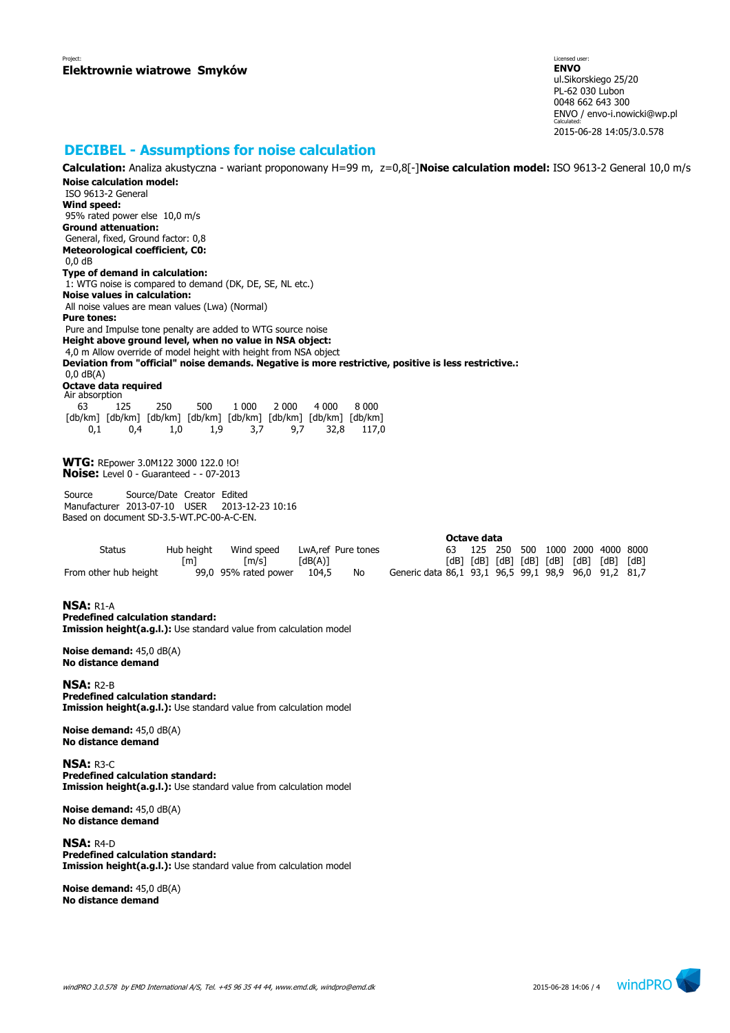Project:
**Elektrownie wiatrowe Smyków**

Licensed user:
**ENVO**
ul.Sikorskiego 25/20
PL-62 030 Lubon
0048 662 643 300
ENVO / envo-i.nowicki@wp.pl
Calculated:
2015-06-28 14:05/3.0.578

# DECIBEL - Assumptions for noise calculation

**Calculation:** Analiza akustyczna - wariant proponowany H=99 m, z=0,8[-]**Noise calculation model:** ISO 9613-2 General 10,0 m/s

**Noise calculation model:**
ISO 9613-2 General
**Wind speed:**
95% rated power else 10,0 m/s
**Ground attenuation:**
General, fixed, Ground factor: 0,8
**Meteorological coefficient, C0:**
0,0 dB
**Type of demand in calculation:**
1: WTG noise is compared to demand (DK, DE, SE, NL etc.)
**Noise values in calculation:**
All noise values are mean values (Lwa) (Normal)
**Pure tones:**
Pure and Impulse tone penalty are added to WTG source noise
**Height above ground level, when no value in NSA object:**
4,0 m Allow override of model height with height from NSA object
**Deviation from "official" noise demands. Negative is more restrictive, positive is less restrictive.:**
0,0 dB(A)
**Octave data required**
Air absorption

| 63 | 125 | 250 | 500 | 1 000 | 2 000 | 4 000 | 8 000 |
|---|---|---|---|---|---|---|---|
| [db/km] | [db/km] | [db/km] | [db/km] | [db/km] | [db/km] | [db/km] | [db/km] |
| 0,1 | 0,4 | 1,0 | 1,9 | 3,7 | 9,7 | 32,8 | 117,0 |

**WTG:** REpower 3.0M122 3000 122.0 !O!
**Noise:** Level 0 - Guaranteed - - 07-2013

| Source | Source/Date | Creator | Edited |
|---|---|---|---|
| Manufacturer | 2013-07-10 | USER | 2013-12-23 10:16 |

Based on document SD-3.5-WT.PC-00-A-C-EN.

| Status | Hub height | Wind speed | LwA,ref | Pure tones | | Octave data 63 | 125 | 250 | 500 | 1000 | 2000 | 4000 | 8000 |
|---|---|---|---|---|---|---|---|---|---|---|---|---|---|
| | [m] | [m/s] | [dB(A)] | | | [dB] | [dB] | [dB] | [dB] | [dB] | [dB] | [dB] | [dB] |
| From other hub height | 99,0 | 95% rated power | 104,5 | No | Generic data | 86,1 | 93,1 | 96,5 | 99,1 | 98,9 | 96,0 | 91,2 | 81,7 |

**NSA:** R1-A
**Predefined calculation standard:**
**Imission height(a.g.l.):** Use standard value from calculation model

**Noise demand:** 45,0 dB(A)
**No distance demand**

**NSA:** R2-B
**Predefined calculation standard:**
**Imission height(a.g.l.):** Use standard value from calculation model

**Noise demand:** 45,0 dB(A)
**No distance demand**

**NSA:** R3-C
**Predefined calculation standard:**
**Imission height(a.g.l.):** Use standard value from calculation model

**Noise demand:** 45,0 dB(A)
**No distance demand**

**NSA:** R4-D
**Predefined calculation standard:**
**Imission height(a.g.l.):** Use standard value from calculation model

**Noise demand:** 45,0 dB(A)
**No distance demand**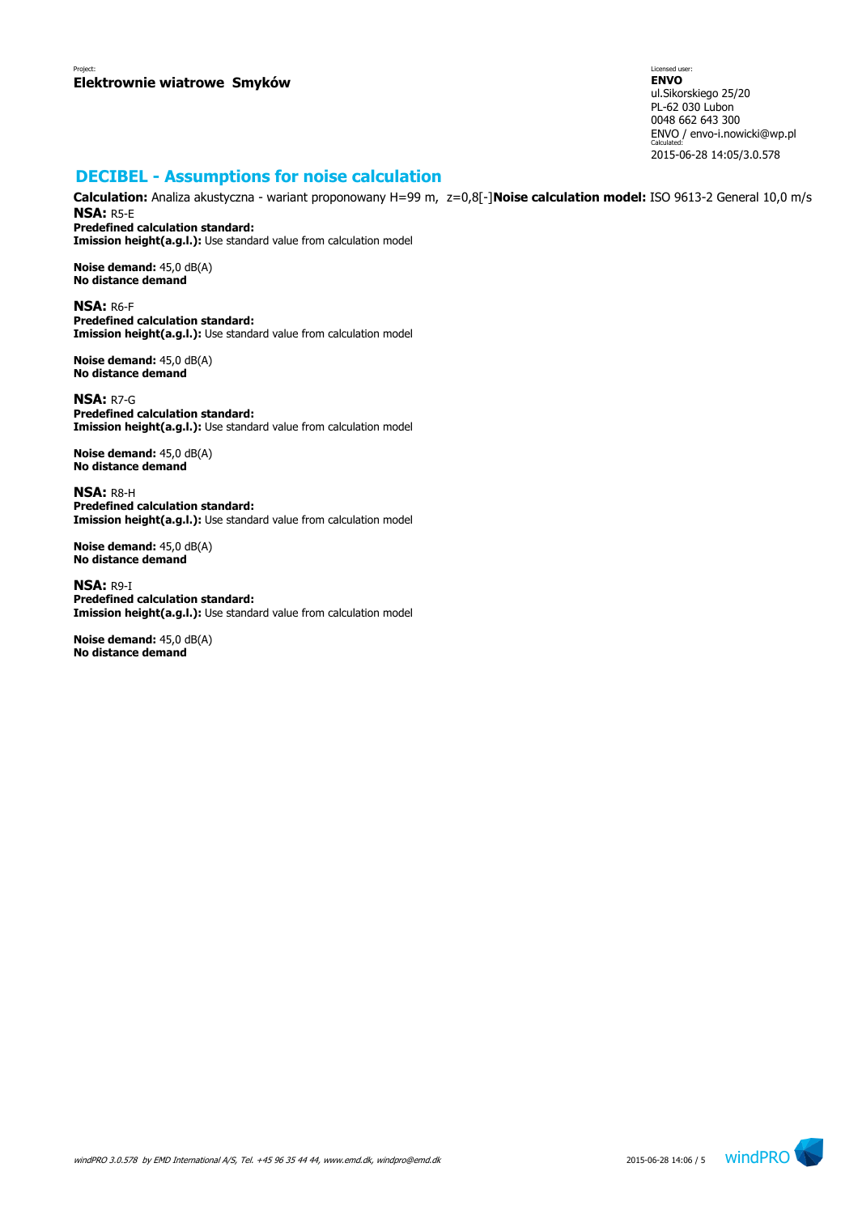Project:
**Elektrownie wiatrowe Smyków**

Licensed user:
**ENVO**
ul.Sikorskiego 25/20
PL-62 030 Lubon
0048 662 643 300
ENVO / envo-i.nowicki@wp.pl
Calculated:
2015-06-28 14:05/3.0.578

## DECIBEL - Assumptions for noise calculation

**Calculation:** Analiza akustyczna - wariant proponowany H=99 m, z=0,8[-]**Noise calculation model:** ISO 9613-2 General 10,0 m/s

**NSA:** R5-E
**Predefined calculation standard:**
**Imission height(a.g.l.):** Use standard value from calculation model

**Noise demand:** 45,0 dB(A)
**No distance demand**

**NSA:** R6-F
**Predefined calculation standard:**
**Imission height(a.g.l.):** Use standard value from calculation model

**Noise demand:** 45,0 dB(A)
**No distance demand**

**NSA:** R7-G
**Predefined calculation standard:**
**Imission height(a.g.l.):** Use standard value from calculation model

**Noise demand:** 45,0 dB(A)
**No distance demand**

**NSA:** R8-H
**Predefined calculation standard:**
**Imission height(a.g.l.):** Use standard value from calculation model

**Noise demand:** 45,0 dB(A)
**No distance demand**

**NSA:** R9-I
**Predefined calculation standard:**
**Imission height(a.g.l.):** Use standard value from calculation model

**Noise demand:** 45,0 dB(A)
**No distance demand**